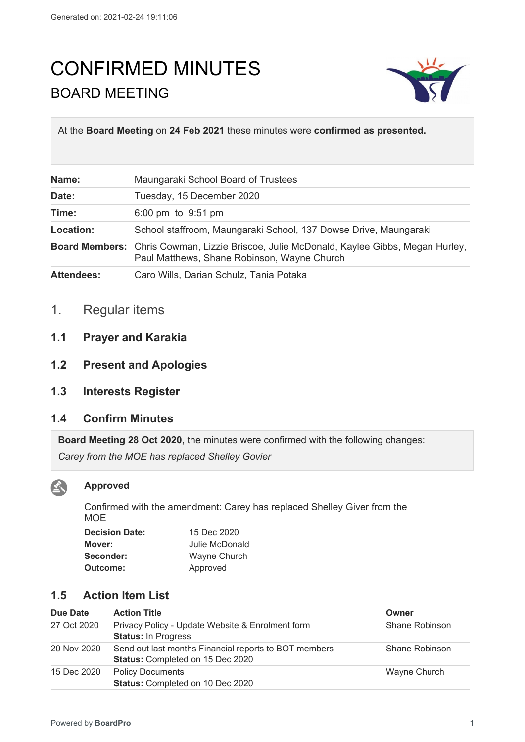Generated on: 2021-02-24 19:11:06

# CONFIRMED MINUTES

## BOARD MEETING

At the **Board Meeting** on **24 Feb 2021** these minutes were **confirmed as presented.**

| | |
|---|---|
| **Name:** | Maungaraki School Board of Trustees |
| **Date:** | Tuesday, 15 December 2020 |
| **Time:** | 6:00 pm to 9:51 pm |
| **Location:** | School staffroom, Maungaraki School, 137 Dowse Drive, Maungaraki |
| **Board Members:** | Chris Cowman, Lizzie Briscoe, Julie McDonald, Kaylee Gibbs, Megan Hurley, Paul Matthews, Shane Robinson, Wayne Church |
| **Attendees:** | Caro Wills, Darian Schulz, Tania Potaka |

## 1. Regular items

### 1.1 Prayer and Karakia

### 1.2 Present and Apologies

### 1.3 Interests Register

### 1.4 Confirm Minutes

**Board Meeting 28 Oct 2020,** the minutes were confirmed with the following changes:

*Carey from the MOE has replaced Shelley Govier*

**Approved**

Confirmed with the amendment: Carey has replaced Shelley Giver from the MOE

| | |
|---|---|
| **Decision Date:** | 15 Dec 2020 |
| **Mover:** | Julie McDonald |
| **Seconder:** | Wayne Church |
| **Outcome:** | Approved |

### 1.5 Action Item List

| Due Date | Action Title | Owner |
|---|---|---|
| 27 Oct 2020 | Privacy Policy - Update Website & Enrolment form<br>**Status:** In Progress | Shane Robinson |
| 20 Nov 2020 | Send out last months Financial reports to BOT members<br>**Status:** Completed on 15 Dec 2020 | Shane Robinson |
| 15 Dec 2020 | Policy Documents<br>**Status:** Completed on 10 Dec 2020 | Wayne Church |

Powered by **BoardPro**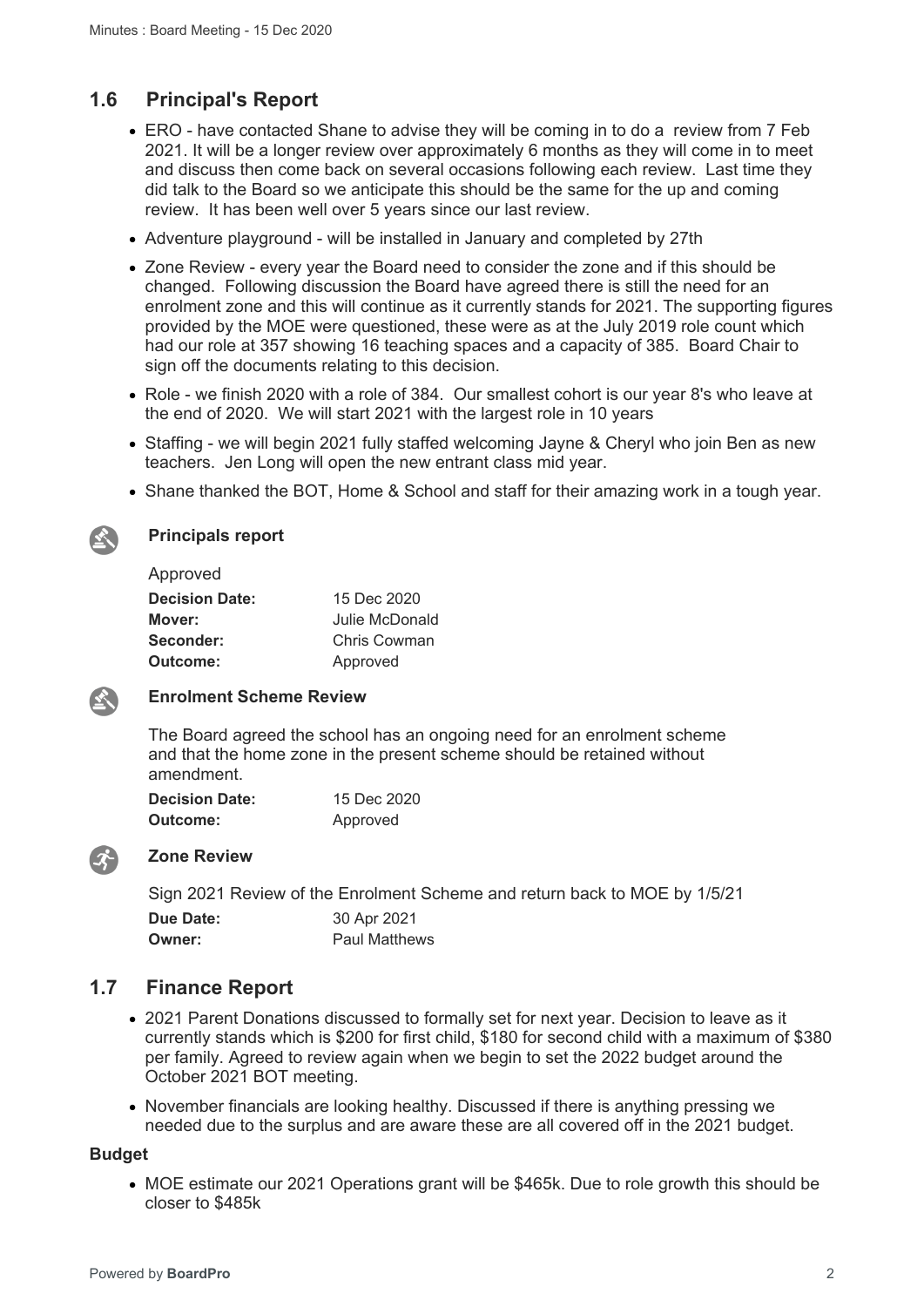## 1.6 Principal's Report

- ERO - have contacted Shane to advise they will be coming in to do a review from 7 Feb 2021. It will be a longer review over approximately 6 months as they will come in to meet and discuss then come back on several occasions following each review. Last time they did talk to the Board so we anticipate this should be the same for the up and coming review. It has been well over 5 years since our last review.
- Adventure playground - will be installed in January and completed by 27th
- Zone Review - every year the Board need to consider the zone and if this should be changed. Following discussion the Board have agreed there is still the need for an enrolment zone and this will continue as it currently stands for 2021. The supporting figures provided by the MOE were questioned, these were as at the July 2019 role count which had our role at 357 showing 16 teaching spaces and a capacity of 385. Board Chair to sign off the documents relating to this decision.
- Role - we finish 2020 with a role of 384. Our smallest cohort is our year 8's who leave at the end of 2020. We will start 2021 with the largest role in 10 years
- Staffing - we will begin 2021 fully staffed welcoming Jayne & Cheryl who join Ben as new teachers. Jen Long will open the new entrant class mid year.
- Shane thanked the BOT, Home & School and staff for their amazing work in a tough year.

**Principals report**

Approved

| | |
|---|---|
| **Decision Date:** | 15 Dec 2020 |
| **Mover:** | Julie McDonald |
| **Seconder:** | Chris Cowman |
| **Outcome:** | Approved |

**Enrolment Scheme Review**

The Board agreed the school has an ongoing need for an enrolment scheme and that the home zone in the present scheme should be retained without amendment.

| | |
|---|---|
| **Decision Date:** | 15 Dec 2020 |
| **Outcome:** | Approved |

**Zone Review**

Sign 2021 Review of the Enrolment Scheme and return back to MOE by 1/5/21

| | |
|---|---|
| **Due Date:** | 30 Apr 2021 |
| **Owner:** | Paul Matthews |

## 1.7 Finance Report

- 2021 Parent Donations discussed to formally set for next year. Decision to leave as it currently stands which is $200 for first child, $180 for second child with a maximum of $380 per family. Agreed to review again when we begin to set the 2022 budget around the October 2021 BOT meeting.
- November financials are looking healthy. Discussed if there is anything pressing we needed due to the surplus and are aware these are all covered off in the 2021 budget.

**Budget**

- MOE estimate our 2021 Operations grant will be $465k. Due to role growth this should be closer to $485k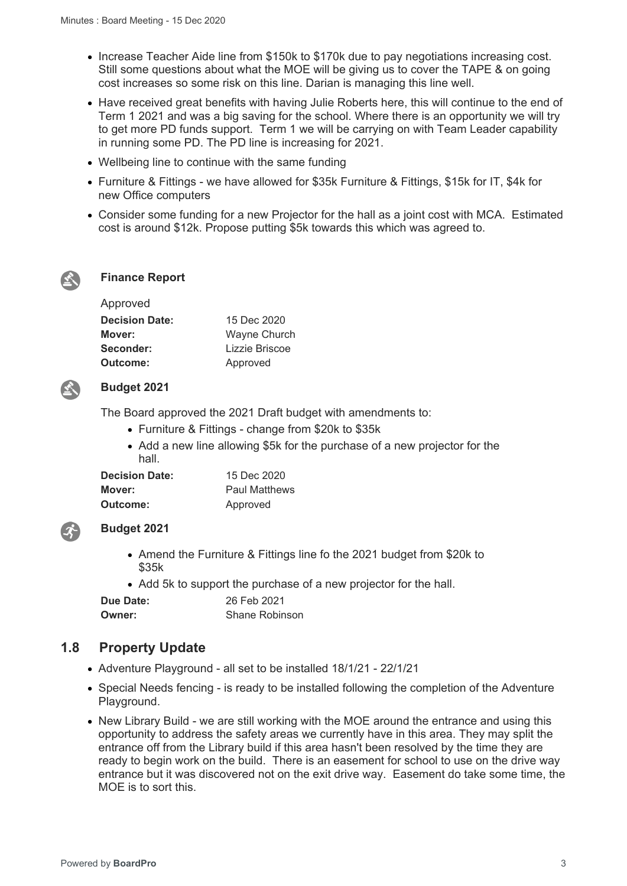- Increase Teacher Aide line from $150k to $170k due to pay negotiations increasing cost. Still some questions about what the MOE will be giving us to cover the TAPE & on going cost increases so some risk on this line. Darian is managing this line well.
- Have received great benefits with having Julie Roberts here, this will continue to the end of Term 1 2021 and was a big saving for the school. Where there is an opportunity we will try to get more PD funds support. Term 1 we will be carrying on with Team Leader capability in running some PD. The PD line is increasing for 2021.
- Wellbeing line to continue with the same funding
- Furniture & Fittings - we have allowed for $35k Furniture & Fittings, $15k for IT, $4k for new Office computers
- Consider some funding for a new Projector for the hall as a joint cost with MCA. Estimated cost is around $12k. Propose putting $5k towards this which was agreed to.

**Finance Report**

Approved

| | |
|---|---|
| **Decision Date:** | 15 Dec 2020 |
| **Mover:** | Wayne Church |
| **Seconder:** | Lizzie Briscoe |
| **Outcome:** | Approved |

**Budget 2021**

The Board approved the 2021 Draft budget with amendments to:

- Furniture & Fittings - change from $20k to $35k
- Add a new line allowing $5k for the purchase of a new projector for the hall.

| | |
|---|---|
| **Decision Date:** | 15 Dec 2020 |
| **Mover:** | Paul Matthews |
| **Outcome:** | Approved |

**Budget 2021**

- Amend the Furniture & Fittings line fo the 2021 budget from $20k to $35k
- Add 5k to support the purchase of a new projector for the hall.

| | |
|---|---|
| **Due Date:** | 26 Feb 2021 |
| **Owner:** | Shane Robinson |

## 1.8 Property Update

- Adventure Playground - all set to be installed 18/1/21 - 22/1/21
- Special Needs fencing - is ready to be installed following the completion of the Adventure Playground.
- New Library Build - we are still working with the MOE around the entrance and using this opportunity to address the safety areas we currently have in this area. They may split the entrance off from the Library build if this area hasn't been resolved by the time they are ready to begin work on the build. There is an easement for school to use on the drive way entrance but it was discovered not on the exit drive way. Easement do take some time, the MOE is to sort this.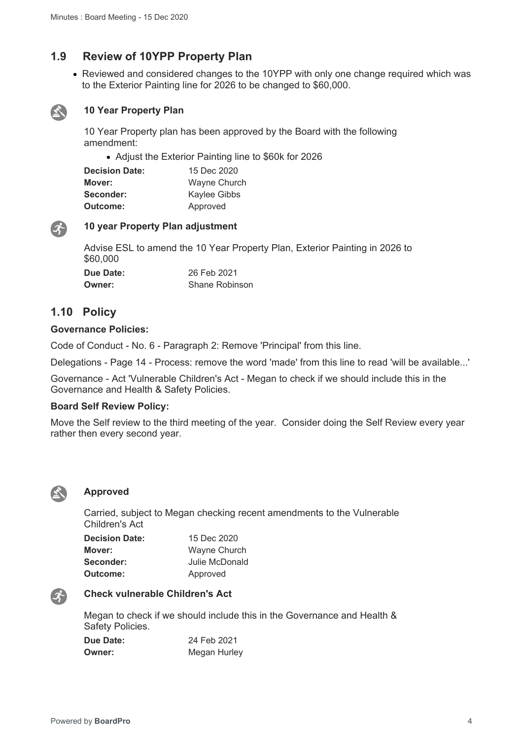## 1.9 Review of 10YPP Property Plan

- Reviewed and considered changes to the 10YPP with only one change required which was to the Exterior Painting line for 2026 to be changed to $60,000.

### 10 Year Property Plan

10 Year Property plan has been approved by the Board with the following amendment:

- Adjust the Exterior Painting line to $60k for 2026

**Decision Date:** 15 Dec 2020
**Mover:** Wayne Church
**Seconder:** Kaylee Gibbs
**Outcome:** Approved

### 10 year Property Plan adjustment

Advise ESL to amend the 10 Year Property Plan, Exterior Painting in 2026 to $60,000

**Due Date:** 26 Feb 2021
**Owner:** Shane Robinson

## 1.10 Policy

**Governance Policies:**

Code of Conduct - No. 6 - Paragraph 2: Remove 'Principal' from this line.

Delegations - Page 14 - Process: remove the word 'made' from this line to read 'will be available...'

Governance - Act 'Vulnerable Children's Act - Megan to check if we should include this in the Governance and Health & Safety Policies.

**Board Self Review Policy:**

Move the Self review to the third meeting of the year. Consider doing the Self Review every year rather then every second year.

### Approved

Carried, subject to Megan checking recent amendments to the Vulnerable Children's Act

**Decision Date:** 15 Dec 2020
**Mover:** Wayne Church
**Seconder:** Julie McDonald
**Outcome:** Approved

### Check vulnerable Children's Act

Megan to check if we should include this in the Governance and Health & Safety Policies.

**Due Date:** 24 Feb 2021
**Owner:** Megan Hurley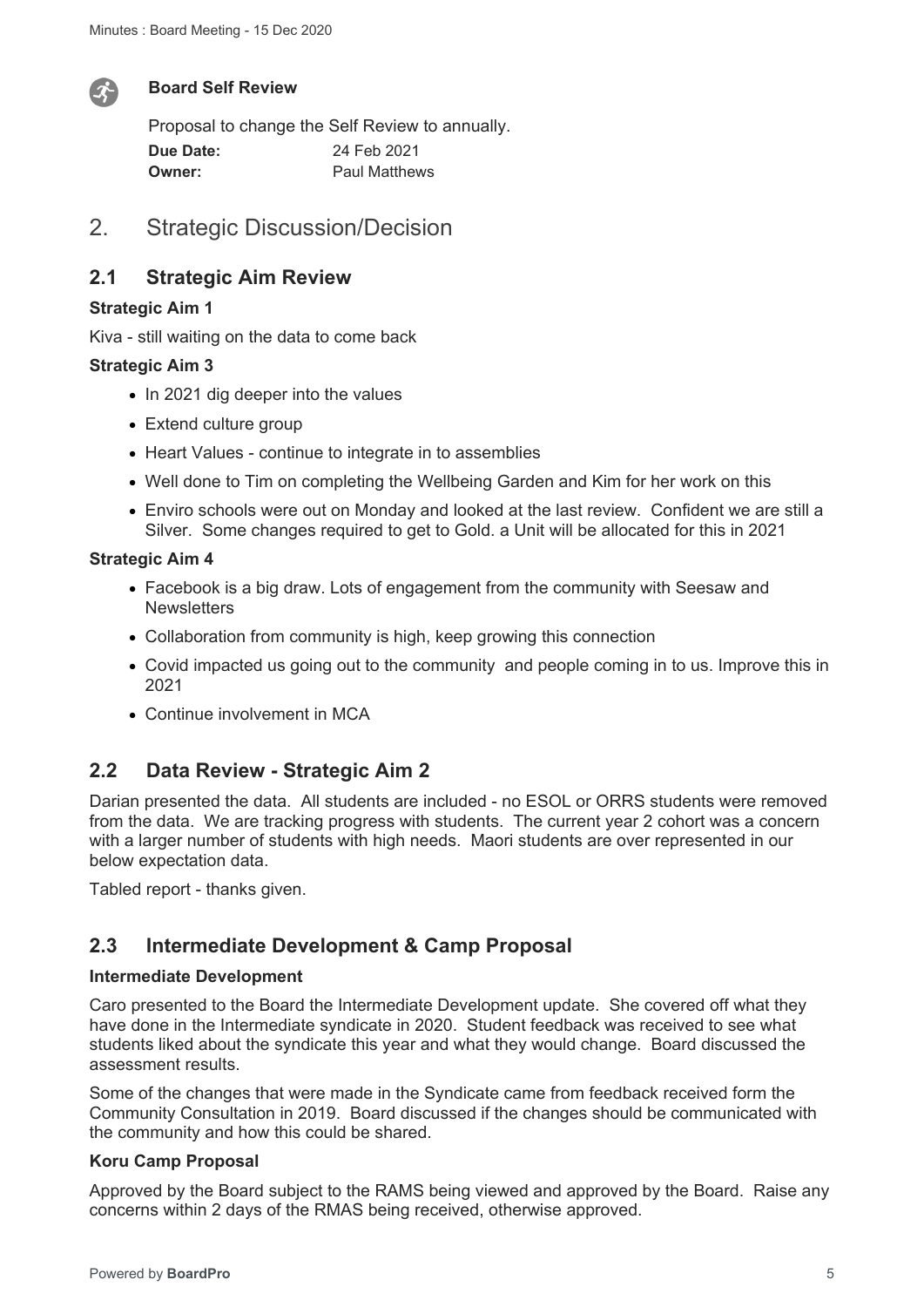**Board Self Review**

Proposal to change the Self Review to annually.

**Due Date:** 24 Feb 2021
**Owner:** Paul Matthews

# 2. Strategic Discussion/Decision

## 2.1 Strategic Aim Review

**Strategic Aim 1**

Kiva - still waiting on the data to come back

**Strategic Aim 3**

- In 2021 dig deeper into the values
- Extend culture group
- Heart Values - continue to integrate in to assemblies
- Well done to Tim on completing the Wellbeing Garden and Kim for her work on this
- Enviro schools were out on Monday and looked at the last review. Confident we are still a Silver. Some changes required to get to Gold. a Unit will be allocated for this in 2021

**Strategic Aim 4**

- Facebook is a big draw. Lots of engagement from the community with Seesaw and Newsletters
- Collaboration from community is high, keep growing this connection
- Covid impacted us going out to the community and people coming in to us. Improve this in 2021
- Continue involvement in MCA

## 2.2 Data Review - Strategic Aim 2

Darian presented the data. All students are included - no ESOL or ORRS students were removed from the data. We are tracking progress with students. The current year 2 cohort was a concern with a larger number of students with high needs. Maori students are over represented in our below expectation data.

Tabled report - thanks given.

## 2.3 Intermediate Development & Camp Proposal

**Intermediate Development**

Caro presented to the Board the Intermediate Development update. She covered off what they have done in the Intermediate syndicate in 2020. Student feedback was received to see what students liked about the syndicate this year and what they would change. Board discussed the assessment results.

Some of the changes that were made in the Syndicate came from feedback received form the Community Consultation in 2019. Board discussed if the changes should be communicated with the community and how this could be shared.

**Koru Camp Proposal**

Approved by the Board subject to the RAMS being viewed and approved by the Board. Raise any concerns within 2 days of the RMAS being received, otherwise approved.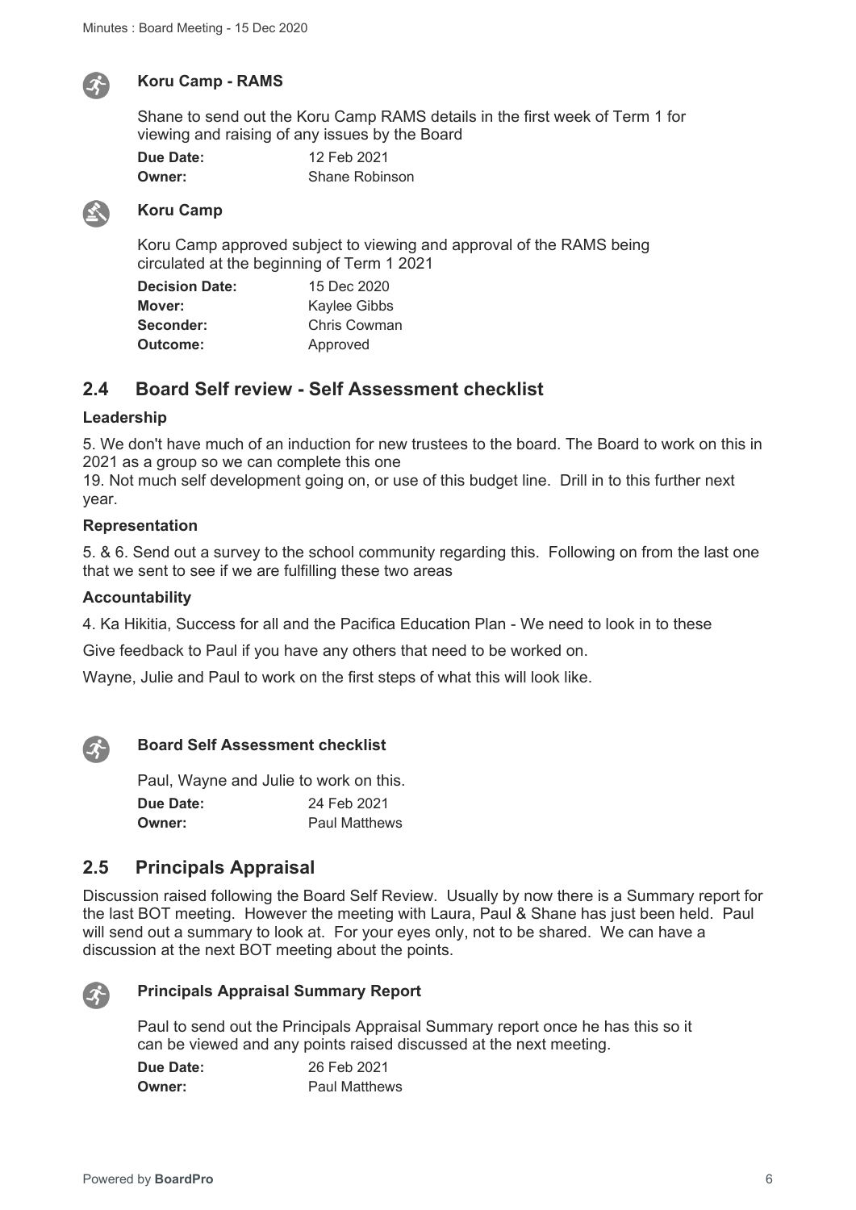### Koru Camp - RAMS

Shane to send out the Koru Camp RAMS details in the first week of Term 1 for viewing and raising of any issues by the Board

| | |
|---|---|
| **Due Date:** | 12 Feb 2021 |
| **Owner:** | Shane Robinson |

### Koru Camp

Koru Camp approved subject to viewing and approval of the RAMS being circulated at the beginning of Term 1 2021

| | |
|---|---|
| **Decision Date:** | 15 Dec 2020 |
| **Mover:** | Kaylee Gibbs |
| **Seconder:** | Chris Cowman |
| **Outcome:** | Approved |

## 2.4 Board Self review - Self Assessment checklist

**Leadership**

5. We don't have much of an induction for new trustees to the board. The Board to work on this in 2021 as a group so we can complete this one

19. Not much self development going on, or use of this budget line. Drill in to this further next year.

**Representation**

5. & 6. Send out a survey to the school community regarding this. Following on from the last one that we sent to see if we are fulfilling these two areas

**Accountability**

4. Ka Hikitia, Success for all and the Pacifica Education Plan - We need to look in to these

Give feedback to Paul if you have any others that need to be worked on.

Wayne, Julie and Paul to work on the first steps of what this will look like.

### Board Self Assessment checklist

Paul, Wayne and Julie to work on this.

| | |
|---|---|
| **Due Date:** | 24 Feb 2021 |
| **Owner:** | Paul Matthews |

## 2.5 Principals Appraisal

Discussion raised following the Board Self Review. Usually by now there is a Summary report for the last BOT meeting. However the meeting with Laura, Paul & Shane has just been held. Paul will send out a summary to look at. For your eyes only, not to be shared. We can have a discussion at the next BOT meeting about the points.

### Principals Appraisal Summary Report

Paul to send out the Principals Appraisal Summary report once he has this so it can be viewed and any points raised discussed at the next meeting.

| | |
|---|---|
| **Due Date:** | 26 Feb 2021 |
| **Owner:** | Paul Matthews |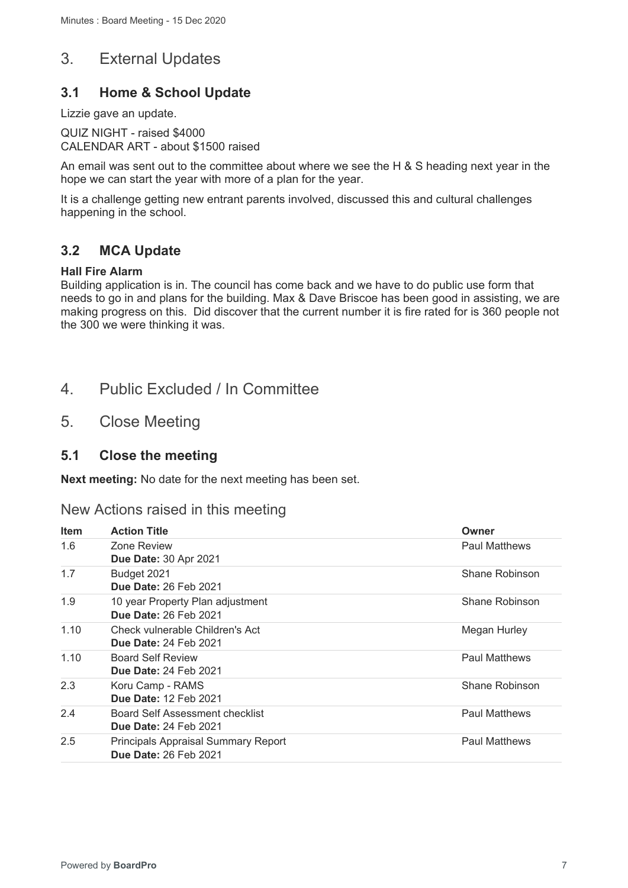# 3. External Updates

## 3.1 Home & School Update

Lizzie gave an update.

QUIZ NIGHT - raised $4000
CALENDAR ART - about $1500 raised

An email was sent out to the committee about where we see the H & S heading next year in the hope we can start the year with more of a plan for the year.

It is a challenge getting new entrant parents involved, discussed this and cultural challenges happening in the school.

## 3.2 MCA Update

**Hall Fire Alarm**
Building application is in. The council has come back and we have to do public use form that needs to go in and plans for the building. Max & Dave Briscoe has been good in assisting, we are making progress on this. Did discover that the current number it is fire rated for is 360 people not the 300 we were thinking it was.

# 4. Public Excluded / In Committee

# 5. Close Meeting

## 5.1 Close the meeting

**Next meeting:** No date for the next meeting has been set.

### New Actions raised in this meeting

| Item | Action Title | Owner |
|---|---|---|
| 1.6 | Zone Review<br>**Due Date:** 30 Apr 2021 | Paul Matthews |
| 1.7 | Budget 2021<br>**Due Date:** 26 Feb 2021 | Shane Robinson |
| 1.9 | 10 year Property Plan adjustment<br>**Due Date:** 26 Feb 2021 | Shane Robinson |
| 1.10 | Check vulnerable Children's Act<br>**Due Date:** 24 Feb 2021 | Megan Hurley |
| 1.10 | Board Self Review<br>**Due Date:** 24 Feb 2021 | Paul Matthews |
| 2.3 | Koru Camp - RAMS<br>**Due Date:** 12 Feb 2021 | Shane Robinson |
| 2.4 | Board Self Assessment checklist<br>**Due Date:** 24 Feb 2021 | Paul Matthews |
| 2.5 | Principals Appraisal Summary Report<br>**Due Date:** 26 Feb 2021 | Paul Matthews |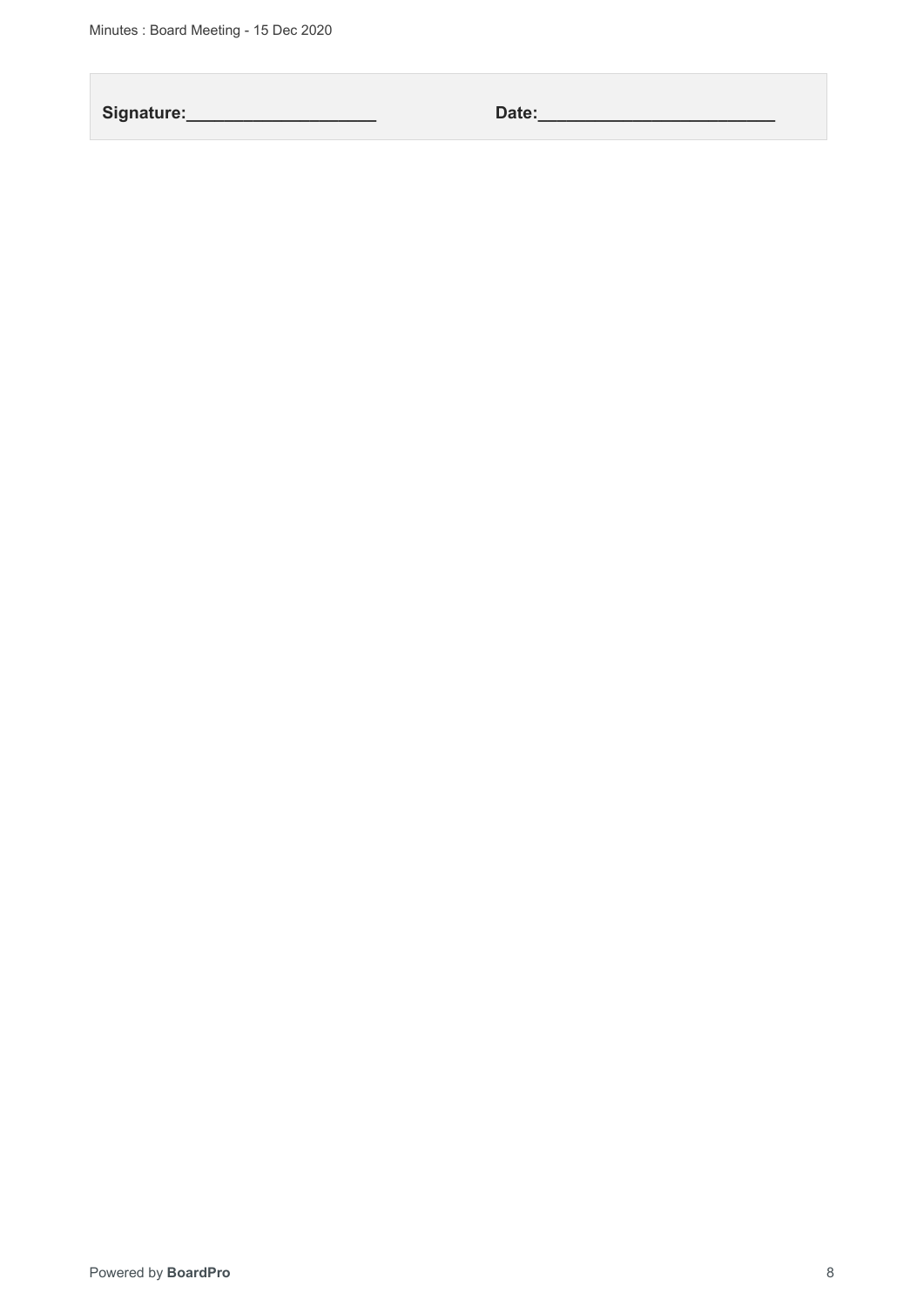**Signature:____________________** **Date:_________________________**